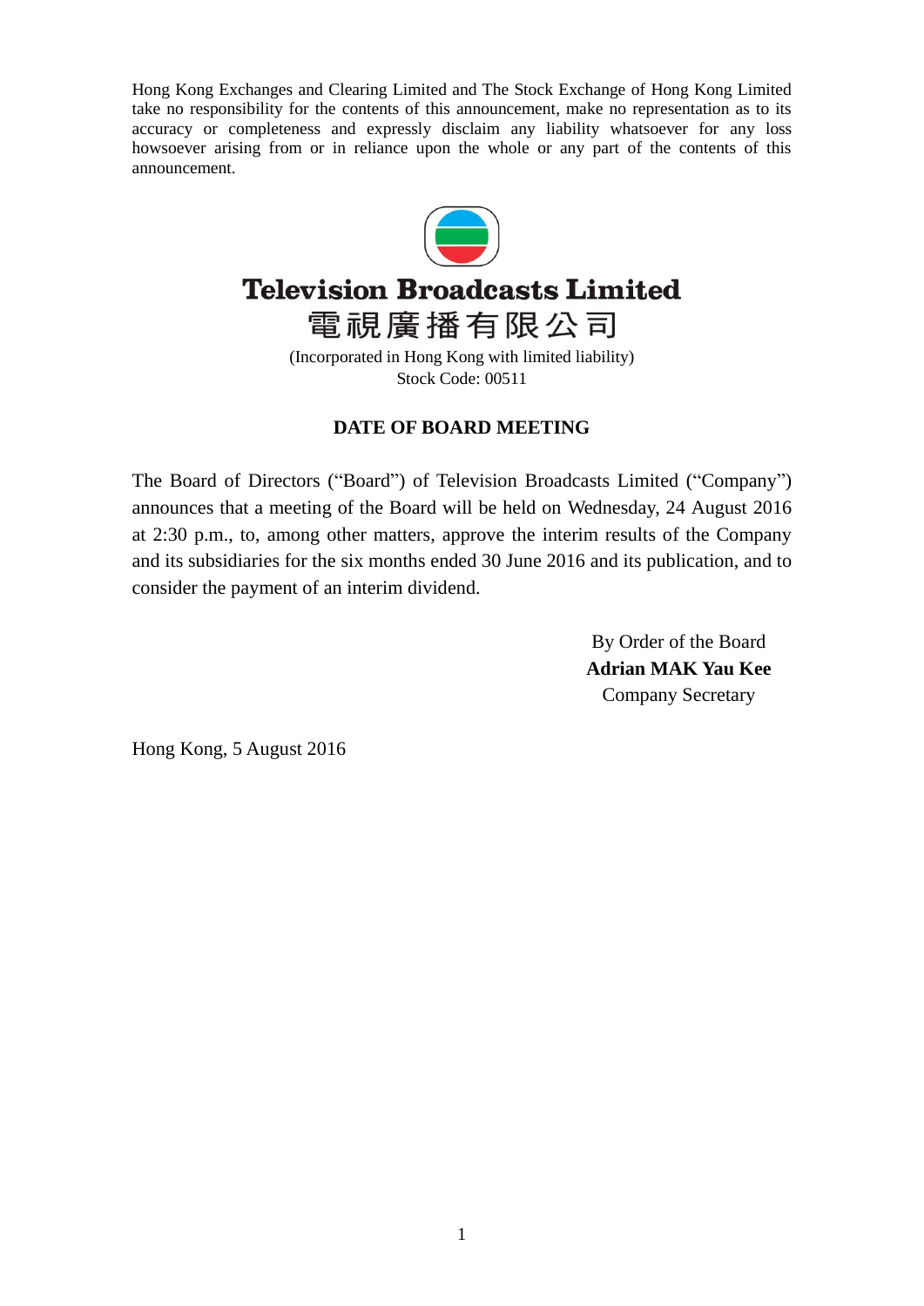Hong Kong Exchanges and Clearing Limited and The Stock Exchange of Hong Kong Limited take no responsibility for the contents of this announcement, make no representation as to its accuracy or completeness and expressly disclaim any liability whatsoever for any loss howsoever arising from or in reliance upon the whole or any part of the contents of this announcement.

# Television Broadcasts Limited
# 電視廣播有限公司

(Incorporated in Hong Kong with limited liability)
Stock Code: 00511

## DATE OF BOARD MEETING

The Board of Directors ("Board") of Television Broadcasts Limited ("Company") announces that a meeting of the Board will be held on Wednesday, 24 August 2016 at 2:30 p.m., to, among other matters, approve the interim results of the Company and its subsidiaries for the six months ended 30 June 2016 and its publication, and to consider the payment of an interim dividend.

By Order of the Board
**Adrian MAK Yau Kee**
Company Secretary

Hong Kong, 5 August 2016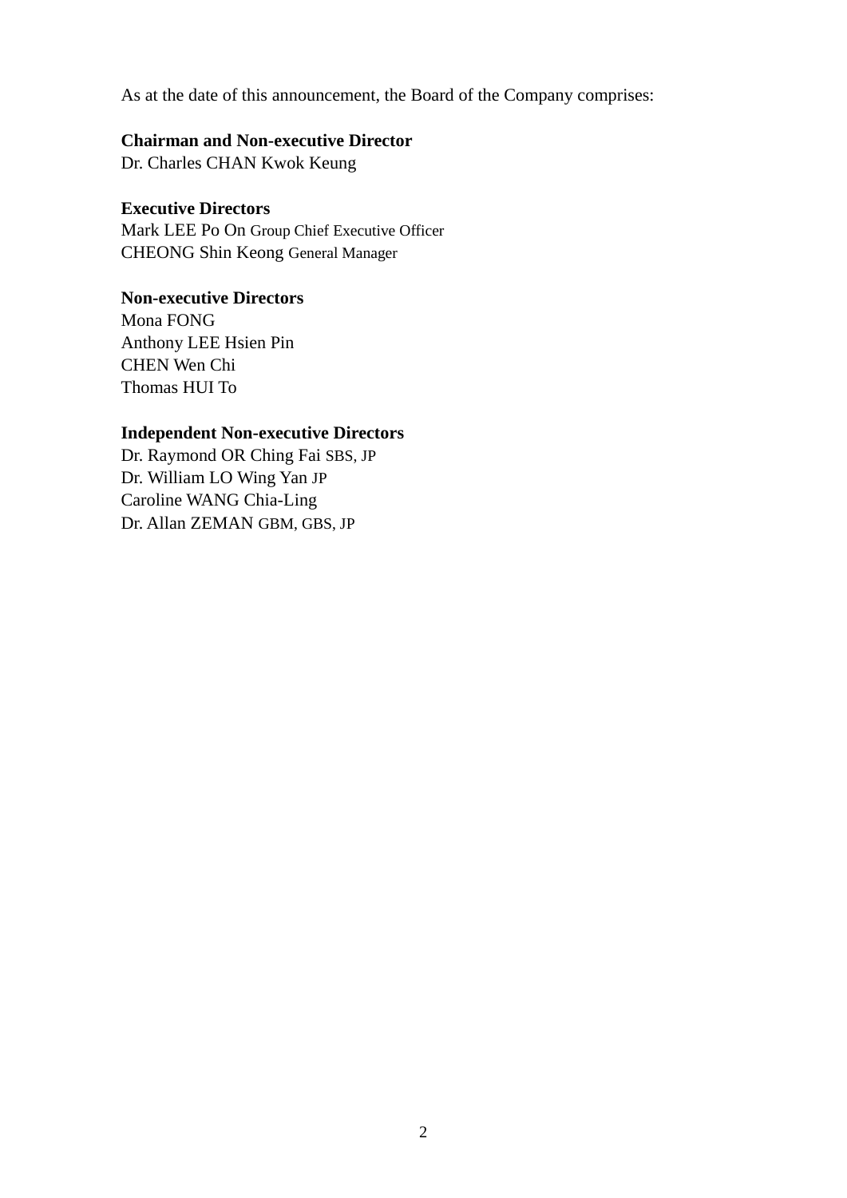As at the date of this announcement, the Board of the Company comprises:

**Chairman and Non-executive Director**
Dr. Charles CHAN Kwok Keung

**Executive Directors**
Mark LEE Po On Group Chief Executive Officer
CHEONG Shin Keong General Manager

**Non-executive Directors**
Mona FONG
Anthony LEE Hsien Pin
CHEN Wen Chi
Thomas HUI To

**Independent Non-executive Directors**
Dr. Raymond OR Ching Fai SBS, JP
Dr. William LO Wing Yan JP
Caroline WANG Chia-Ling
Dr. Allan ZEMAN GBM, GBS, JP